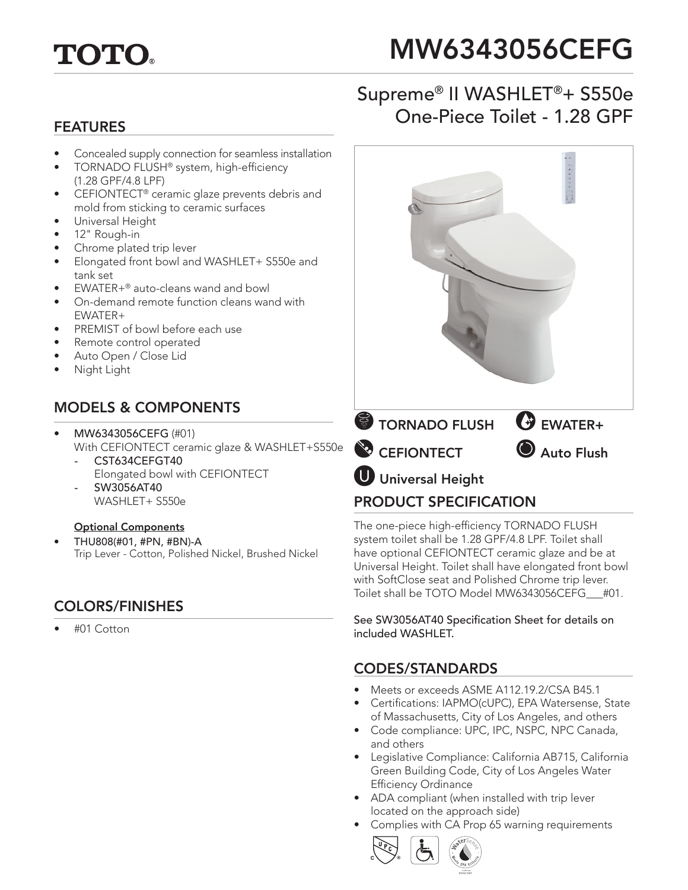# TOTO

# MW6343056CEFG

## Supreme® II WASHLET®+ S550e One-Piece Toilet - 1.28 GPF

## FEATURES

- Concealed supply connection for seamless installation
- TORNADO FLUSH® system, high-efficiency (1.28 GPF/4.8 LPF)
- CEFIONTECT® ceramic glaze prevents debris and mold from sticking to ceramic surfaces
- Universal Height
- 12" Rough-in
- Chrome plated trip lever
- Elongated front bowl and WASHLET+ S550e and tank set
- EWATER+® auto-cleans wand and bowl
- On-demand remote function cleans wand with EWATER+
- PREMIST of bowl before each use
- Remote control operated
- Auto Open / Close Lid
- Night Light

## MODELS & COMPONENTS

- **MW6343056CEFG** (#01)
  With CEFIONTECT ceramic glaze & WASHLET+S550e
  - **CST634CEFGT40**
    Elongated bowl with CEFIONTECT
  - **SW3056AT40**
    WASHLET+ S550e

**Optional Components**

- **THU808(#01, #PN, #BN)-A**
  Trip Lever - Cotton, Polished Nickel, Brushed Nickel

## COLORS/FINISHES

- #01 Cotton

**TORNADO FLUSH** | **EWATER+** | **CEFIONTECT** | **Auto Flush** | **Universal Height**

## PRODUCT SPECIFICATION

The one-piece high-efficiency TORNADO FLUSH system toilet shall be 1.28 GPF/4.8 LPF. Toilet shall have optional CEFIONTECT ceramic glaze and be at Universal Height. Toilet shall have elongated front bowl with SoftClose seat and Polished Chrome trip lever. Toilet shall be TOTO Model MW6343056CEFG___#01.

**See SW3056AT40 Specification Sheet for details on included WASHLET.**

## CODES/STANDARDS

- Meets or exceeds ASME A112.19.2/CSA B45.1
- Certifications: IAPMO(cUPC), EPA Watersense, State of Massachusetts, City of Los Angeles, and others
- Code compliance: UPC, IPC, NSPC, NPC Canada, and others
- Legislative Compliance: California AB715, California Green Building Code, City of Los Angeles Water Efficiency Ordinance
- ADA compliant (when installed with trip lever located on the approach side)
- Complies with CA Prop 65 warning requirements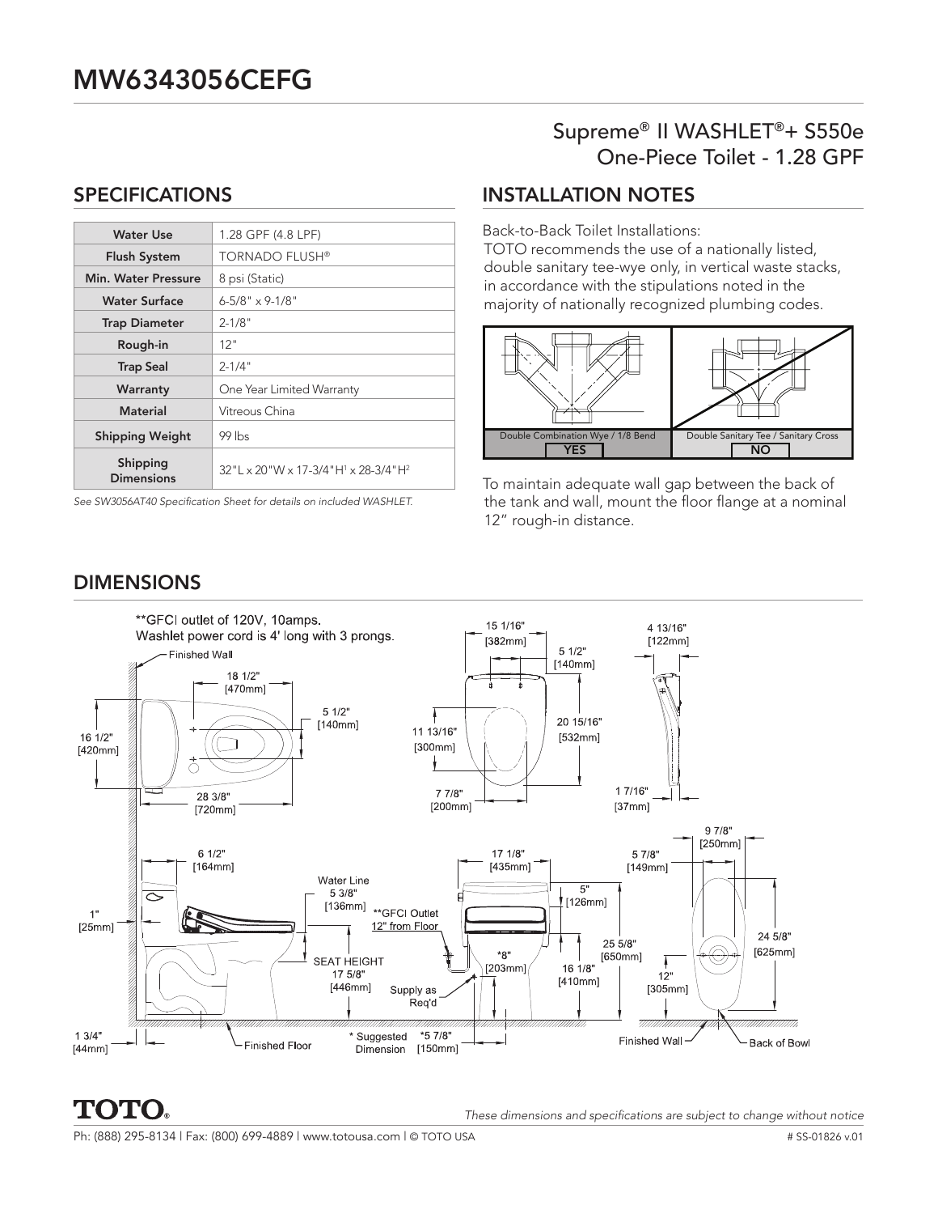# MW6343056CEFG

## Supreme® II WASHLET®+ S550e One-Piece Toilet - 1.28 GPF

## SPECIFICATIONS

| | |
|---|---|
| **Water Use** | 1.28 GPF (4.8 LPF) |
| **Flush System** | TORNADO FLUSH® |
| **Min. Water Pressure** | 8 psi (Static) |
| **Water Surface** | 6-5/8" x 9-1/8" |
| **Trap Diameter** | 2-1/8" |
| **Rough-in** | 12" |
| **Trap Seal** | 2-1/4" |
| **Warranty** | One Year Limited Warranty |
| **Material** | Vitreous China |
| **Shipping Weight** | 99 lbs |
| **Shipping Dimensions** | 32"L x 20"W x 17-3/4"H[1] x 28-3/4"H[2] |

*See SW3056AT40 Specification Sheet for details on included WASHLET.*

## INSTALLATION NOTES

Back-to-Back Toilet Installations:
TOTO recommends the use of a nationally listed, double sanitary tee-wye only, in vertical waste stacks, in accordance with the stipulations noted in the majority of nationally recognized plumbing codes.

Double Combination Wye / 1/8 Bend
YES

Double Sanitary Tee / Sanitary Cross
NO

To maintain adequate wall gap between the back of the tank and wall, mount the floor flange at a nominal 12" rough-in distance.

## DIMENSIONS

**GFCI outlet of 120V, 10amps.
Washlet power cord is 4' long with 3 prongs.

Finished Wall
18 1/2" [470mm]
5 1/2" [140mm]
16 1/2" [420mm]
28 3/8" [720mm]
15 1/16" [382mm]
5 1/2" [140mm]
11 13/16" [300mm]
20 15/16" [532mm]
7 7/8" [200mm]
4 13/16" [122mm]
1 7/16" [37mm]
6 1/2" [164mm]
Water Line 5 3/8" [136mm]
1" [25mm]
SEAT HEIGHT 17 5/8" [446mm]
1 3/4" [44mm]
Finished Floor
**GFCI Outlet 12" from Floor
Supply as Req'd
* Suggested Dimension
17 1/8" [435mm]
5" [126mm]
*8" [203mm]
*5 7/8" [150mm]
16 1/8" [410mm]
25 5/8" [650mm]
9 7/8" [250mm]
5 7/8" [149mm]
24 5/8" [625mm]
12" [305mm]
Finished Wall
Back of Bowl

*These dimensions and specifications are subject to change without notice*

Ph: (888) 295-8134 | Fax: (800) 699-4889 | www.totousa.com | © TOTO USA

# SS-01826 v.01